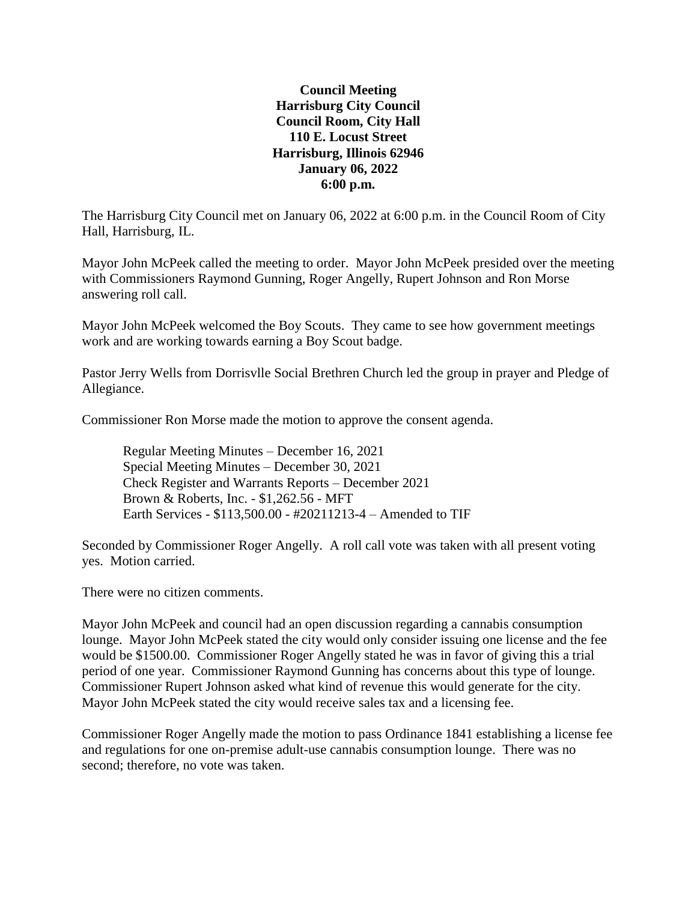**Council Meeting**
**Harrisburg City Council**
**Council Room, City Hall**
**110 E. Locust Street**
**Harrisburg, Illinois 62946**
**January 06, 2022**
**6:00 p.m.**

The Harrisburg City Council met on January 06, 2022 at 6:00 p.m. in the Council Room of City Hall, Harrisburg, IL.

Mayor John McPeek called the meeting to order. Mayor John McPeek presided over the meeting with Commissioners Raymond Gunning, Roger Angelly, Rupert Johnson and Ron Morse answering roll call.

Mayor John McPeek welcomed the Boy Scouts. They came to see how government meetings work and are working towards earning a Boy Scout badge.

Pastor Jerry Wells from Dorrisvlle Social Brethren Church led the group in prayer and Pledge of Allegiance.

Commissioner Ron Morse made the motion to approve the consent agenda.

> Regular Meeting Minutes – December 16, 2021
> Special Meeting Minutes – December 30, 2021
> Check Register and Warrants Reports – December 2021
> Brown & Roberts, Inc. - $1,262.56 - MFT
> Earth Services - $113,500.00 - #20211213-4 – Amended to TIF

Seconded by Commissioner Roger Angelly. A roll call vote was taken with all present voting yes. Motion carried.

There were no citizen comments.

Mayor John McPeek and council had an open discussion regarding a cannabis consumption lounge. Mayor John McPeek stated the city would only consider issuing one license and the fee would be $1500.00. Commissioner Roger Angelly stated he was in favor of giving this a trial period of one year. Commissioner Raymond Gunning has concerns about this type of lounge. Commissioner Rupert Johnson asked what kind of revenue this would generate for the city. Mayor John McPeek stated the city would receive sales tax and a licensing fee.

Commissioner Roger Angelly made the motion to pass Ordinance 1841 establishing a license fee and regulations for one on-premise adult-use cannabis consumption lounge. There was no second; therefore, no vote was taken.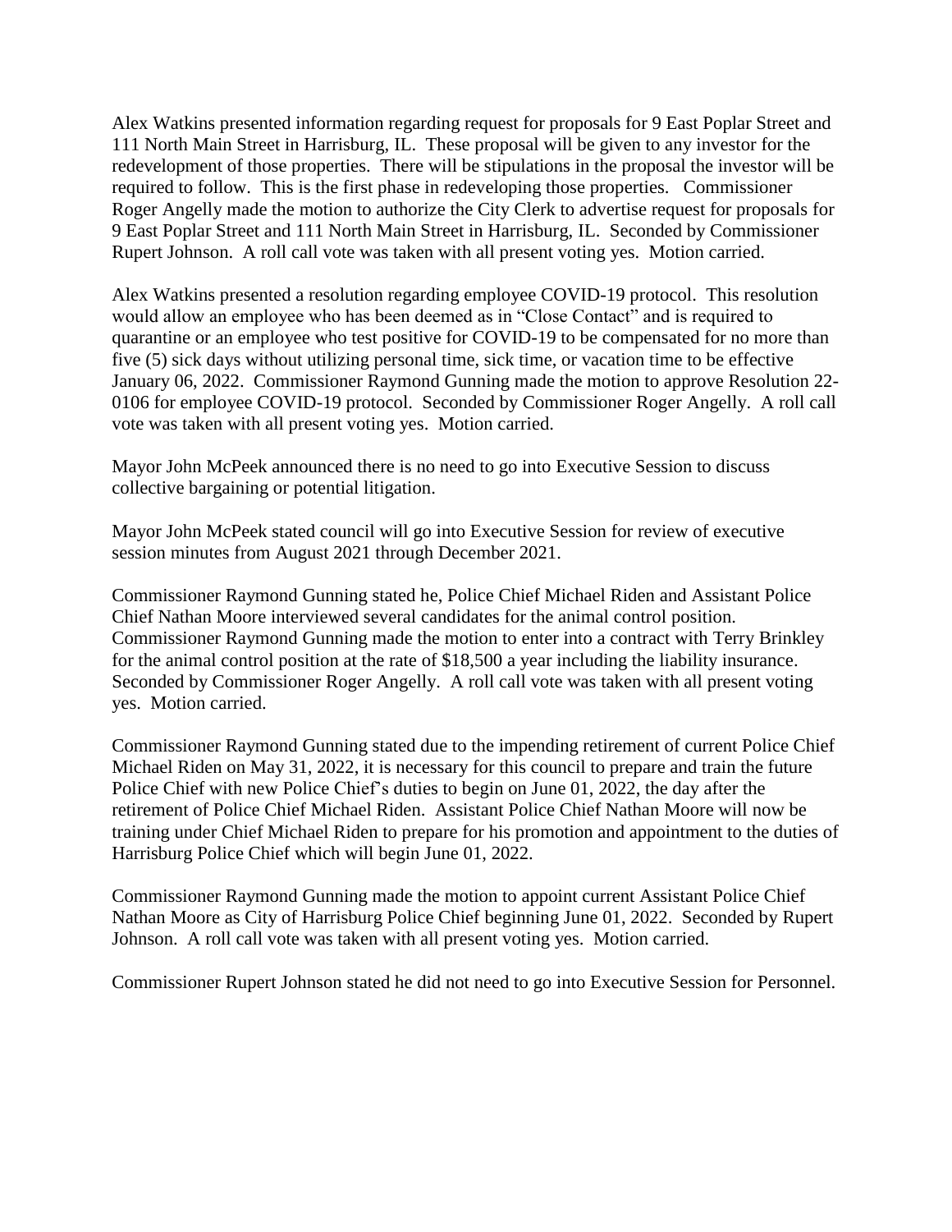Alex Watkins presented information regarding request for proposals for 9 East Poplar Street and 111 North Main Street in Harrisburg, IL. These proposal will be given to any investor for the redevelopment of those properties. There will be stipulations in the proposal the investor will be required to follow. This is the first phase in redeveloping those properties. Commissioner Roger Angelly made the motion to authorize the City Clerk to advertise request for proposals for 9 East Poplar Street and 111 North Main Street in Harrisburg, IL. Seconded by Commissioner Rupert Johnson. A roll call vote was taken with all present voting yes. Motion carried.

Alex Watkins presented a resolution regarding employee COVID-19 protocol. This resolution would allow an employee who has been deemed as in "Close Contact" and is required to quarantine or an employee who test positive for COVID-19 to be compensated for no more than five (5) sick days without utilizing personal time, sick time, or vacation time to be effective January 06, 2022. Commissioner Raymond Gunning made the motion to approve Resolution 22-0106 for employee COVID-19 protocol. Seconded by Commissioner Roger Angelly. A roll call vote was taken with all present voting yes. Motion carried.

Mayor John McPeek announced there is no need to go into Executive Session to discuss collective bargaining or potential litigation.

Mayor John McPeek stated council will go into Executive Session for review of executive session minutes from August 2021 through December 2021.

Commissioner Raymond Gunning stated he, Police Chief Michael Riden and Assistant Police Chief Nathan Moore interviewed several candidates for the animal control position. Commissioner Raymond Gunning made the motion to enter into a contract with Terry Brinkley for the animal control position at the rate of $18,500 a year including the liability insurance. Seconded by Commissioner Roger Angelly. A roll call vote was taken with all present voting yes. Motion carried.

Commissioner Raymond Gunning stated due to the impending retirement of current Police Chief Michael Riden on May 31, 2022, it is necessary for this council to prepare and train the future Police Chief with new Police Chief's duties to begin on June 01, 2022, the day after the retirement of Police Chief Michael Riden. Assistant Police Chief Nathan Moore will now be training under Chief Michael Riden to prepare for his promotion and appointment to the duties of Harrisburg Police Chief which will begin June 01, 2022.

Commissioner Raymond Gunning made the motion to appoint current Assistant Police Chief Nathan Moore as City of Harrisburg Police Chief beginning June 01, 2022. Seconded by Rupert Johnson. A roll call vote was taken with all present voting yes. Motion carried.

Commissioner Rupert Johnson stated he did not need to go into Executive Session for Personnel.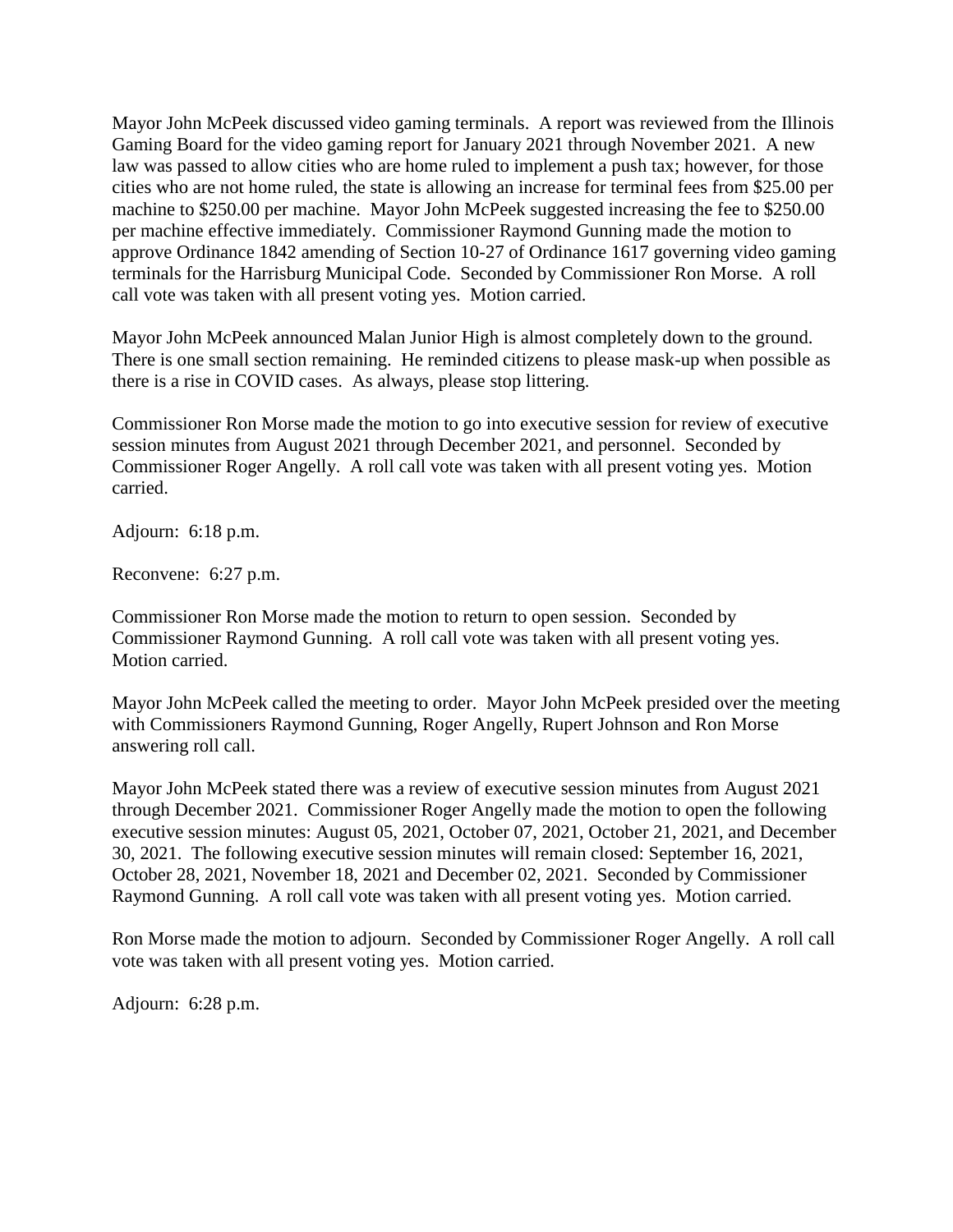Mayor John McPeek discussed video gaming terminals. A report was reviewed from the Illinois Gaming Board for the video gaming report for January 2021 through November 2021. A new law was passed to allow cities who are home ruled to implement a push tax; however, for those cities who are not home ruled, the state is allowing an increase for terminal fees from $25.00 per machine to $250.00 per machine. Mayor John McPeek suggested increasing the fee to $250.00 per machine effective immediately. Commissioner Raymond Gunning made the motion to approve Ordinance 1842 amending of Section 10-27 of Ordinance 1617 governing video gaming terminals for the Harrisburg Municipal Code. Seconded by Commissioner Ron Morse. A roll call vote was taken with all present voting yes. Motion carried.

Mayor John McPeek announced Malan Junior High is almost completely down to the ground. There is one small section remaining. He reminded citizens to please mask-up when possible as there is a rise in COVID cases. As always, please stop littering.

Commissioner Ron Morse made the motion to go into executive session for review of executive session minutes from August 2021 through December 2021, and personnel. Seconded by Commissioner Roger Angelly. A roll call vote was taken with all present voting yes. Motion carried.

Adjourn: 6:18 p.m.

Reconvene: 6:27 p.m.

Commissioner Ron Morse made the motion to return to open session. Seconded by Commissioner Raymond Gunning. A roll call vote was taken with all present voting yes. Motion carried.

Mayor John McPeek called the meeting to order. Mayor John McPeek presided over the meeting with Commissioners Raymond Gunning, Roger Angelly, Rupert Johnson and Ron Morse answering roll call.

Mayor John McPeek stated there was a review of executive session minutes from August 2021 through December 2021. Commissioner Roger Angelly made the motion to open the following executive session minutes: August 05, 2021, October 07, 2021, October 21, 2021, and December 30, 2021. The following executive session minutes will remain closed: September 16, 2021, October 28, 2021, November 18, 2021 and December 02, 2021. Seconded by Commissioner Raymond Gunning. A roll call vote was taken with all present voting yes. Motion carried.

Ron Morse made the motion to adjourn. Seconded by Commissioner Roger Angelly. A roll call vote was taken with all present voting yes. Motion carried.

Adjourn: 6:28 p.m.